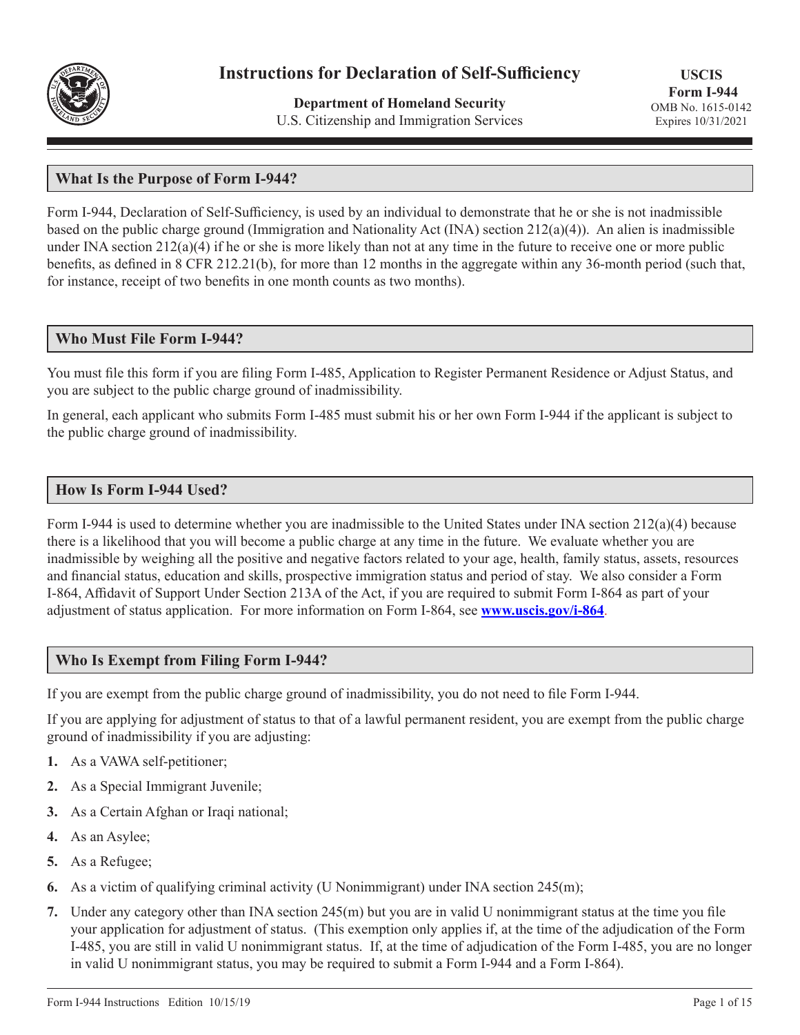# Instructions for Declaration of Self-Sufficiency

**Department of Homeland Security**
U.S. Citizenship and Immigration Services

**USCIS**
**Form I-944**
OMB No. 1615-0142
Expires 10/31/2021

## What Is the Purpose of Form I-944?

Form I-944, Declaration of Self-Sufficiency, is used by an individual to demonstrate that he or she is not inadmissible based on the public charge ground (Immigration and Nationality Act (INA) section 212(a)(4)). An alien is inadmissible under INA section 212(a)(4) if he or she is more likely than not at any time in the future to receive one or more public benefits, as defined in 8 CFR 212.21(b), for more than 12 months in the aggregate within any 36-month period (such that, for instance, receipt of two benefits in one month counts as two months).

## Who Must File Form I-944?

You must file this form if you are filing Form I-485, Application to Register Permanent Residence or Adjust Status, and you are subject to the public charge ground of inadmissibility.

In general, each applicant who submits Form I-485 must submit his or her own Form I-944 if the applicant is subject to the public charge ground of inadmissibility.

## How Is Form I-944 Used?

Form I-944 is used to determine whether you are inadmissible to the United States under INA section 212(a)(4) because there is a likelihood that you will become a public charge at any time in the future. We evaluate whether you are inadmissible by weighing all the positive and negative factors related to your age, health, family status, assets, resources and financial status, education and skills, prospective immigration status and period of stay. We also consider a Form I-864, Affidavit of Support Under Section 213A of the Act, if you are required to submit Form I-864 as part of your adjustment of status application. For more information on Form I-864, see **www.uscis.gov/i-864**.

## Who Is Exempt from Filing Form I-944?

If you are exempt from the public charge ground of inadmissibility, you do not need to file Form I-944.

If you are applying for adjustment of status to that of a lawful permanent resident, you are exempt from the public charge ground of inadmissibility if you are adjusting:

1. As a VAWA self-petitioner;
2. As a Special Immigrant Juvenile;
3. As a Certain Afghan or Iraqi national;
4. As an Asylee;
5. As a Refugee;
6. As a victim of qualifying criminal activity (U Nonimmigrant) under INA section 245(m);
7. Under any category other than INA section 245(m) but you are in valid U nonimmigrant status at the time you file your application for adjustment of status. (This exemption only applies if, at the time of the adjudication of the Form I-485, you are still in valid U nonimmigrant status. If, at the time of adjudication of the Form I-485, you are no longer in valid U nonimmigrant status, you may be required to submit a Form I-944 and a Form I-864).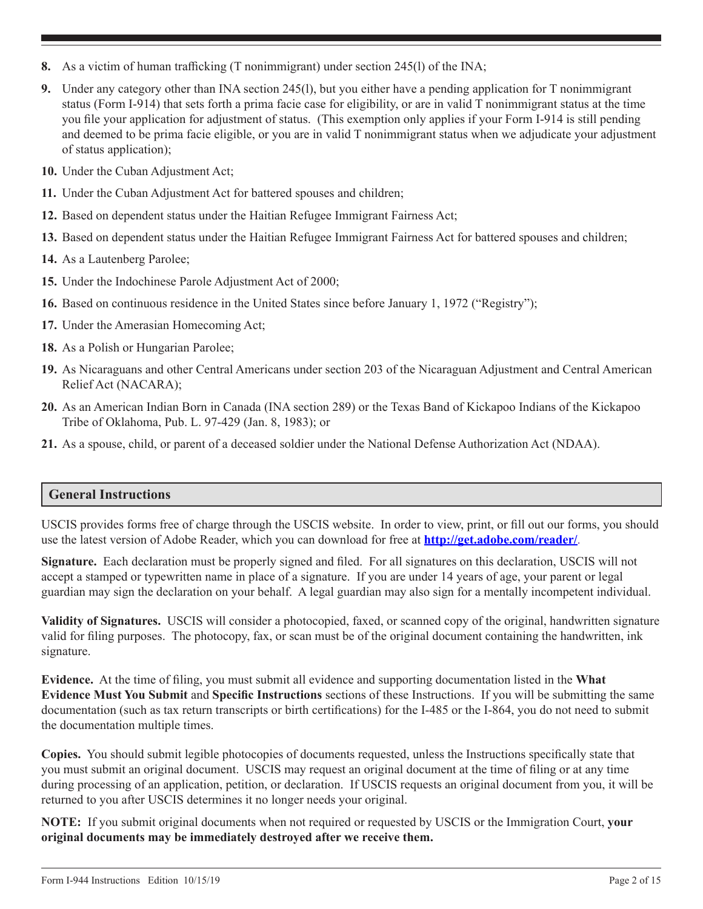8. As a victim of human trafficking (T nonimmigrant) under section 245(l) of the INA;

9. Under any category other than INA section 245(l), but you either have a pending application for T nonimmigrant status (Form I-914) that sets forth a prima facie case for eligibility, or are in valid T nonimmigrant status at the time you file your application for adjustment of status. (This exemption only applies if your Form I-914 is still pending and deemed to be prima facie eligible, or you are in valid T nonimmigrant status when we adjudicate your adjustment of status application);

10. Under the Cuban Adjustment Act;

11. Under the Cuban Adjustment Act for battered spouses and children;

12. Based on dependent status under the Haitian Refugee Immigrant Fairness Act;

13. Based on dependent status under the Haitian Refugee Immigrant Fairness Act for battered spouses and children;

14. As a Lautenberg Parolee;

15. Under the Indochinese Parole Adjustment Act of 2000;

16. Based on continuous residence in the United States since before January 1, 1972 ("Registry");

17. Under the Amerasian Homecoming Act;

18. As a Polish or Hungarian Parolee;

19. As Nicaraguans and other Central Americans under section 203 of the Nicaraguan Adjustment and Central American Relief Act (NACARA);

20. As an American Indian Born in Canada (INA section 289) or the Texas Band of Kickapoo Indians of the Kickapoo Tribe of Oklahoma, Pub. L. 97-429 (Jan. 8, 1983); or

21. As a spouse, child, or parent of a deceased soldier under the National Defense Authorization Act (NDAA).

## General Instructions

USCIS provides forms free of charge through the USCIS website. In order to view, print, or fill out our forms, you should use the latest version of Adobe Reader, which you can download for free at **http://get.adobe.com/reader/**.

**Signature.** Each declaration must be properly signed and filed. For all signatures on this declaration, USCIS will not accept a stamped or typewritten name in place of a signature. If you are under 14 years of age, your parent or legal guardian may sign the declaration on your behalf. A legal guardian may also sign for a mentally incompetent individual.

**Validity of Signatures.** USCIS will consider a photocopied, faxed, or scanned copy of the original, handwritten signature valid for filing purposes. The photocopy, fax, or scan must be of the original document containing the handwritten, ink signature.

**Evidence.** At the time of filing, you must submit all evidence and supporting documentation listed in the **What Evidence Must You Submit** and **Specific Instructions** sections of these Instructions. If you will be submitting the same documentation (such as tax return transcripts or birth certifications) for the I-485 or the I-864, you do not need to submit the documentation multiple times.

**Copies.** You should submit legible photocopies of documents requested, unless the Instructions specifically state that you must submit an original document. USCIS may request an original document at the time of filing or at any time during processing of an application, petition, or declaration. If USCIS requests an original document from you, it will be returned to you after USCIS determines it no longer needs your original.

**NOTE:** If you submit original documents when not required or requested by USCIS or the Immigration Court, **your original documents may be immediately destroyed after we receive them.**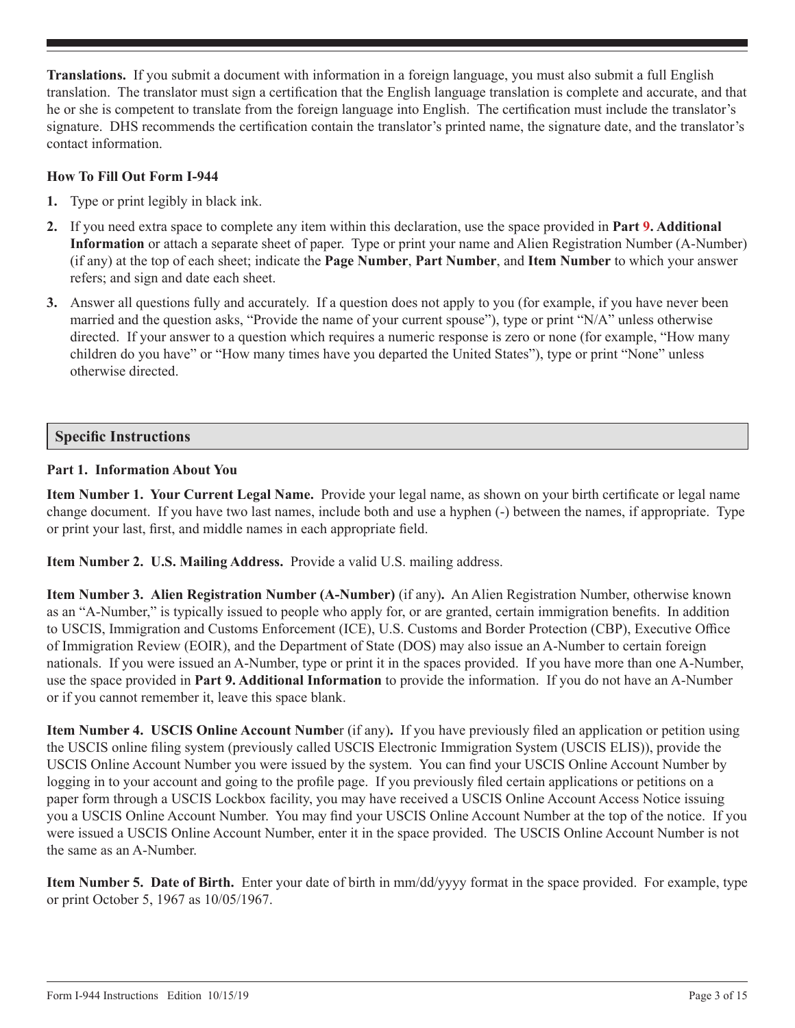**Translations.** If you submit a document with information in a foreign language, you must also submit a full English translation. The translator must sign a certification that the English language translation is complete and accurate, and that he or she is competent to translate from the foreign language into English. The certification must include the translator's signature. DHS recommends the certification contain the translator's printed name, the signature date, and the translator's contact information.

### How To Fill Out Form I-944

1. Type or print legibly in black ink.
2. If you need extra space to complete any item within this declaration, use the space provided in **Part 9. Additional Information** or attach a separate sheet of paper. Type or print your name and Alien Registration Number (A-Number) (if any) at the top of each sheet; indicate the **Page Number**, **Part Number**, and **Item Number** to which your answer refers; and sign and date each sheet.
3. Answer all questions fully and accurately. If a question does not apply to you (for example, if you have never been married and the question asks, "Provide the name of your current spouse"), type or print "N/A" unless otherwise directed. If your answer to a question which requires a numeric response is zero or none (for example, "How many children do you have" or "How many times have you departed the United States"), type or print "None" unless otherwise directed.

## Specific Instructions

### Part 1. Information About You

**Item Number 1. Your Current Legal Name.** Provide your legal name, as shown on your birth certificate or legal name change document. If you have two last names, include both and use a hyphen (-) between the names, if appropriate. Type or print your last, first, and middle names in each appropriate field.

**Item Number 2. U.S. Mailing Address.** Provide a valid U.S. mailing address.

**Item Number 3. Alien Registration Number (A-Number)** (if any)**.** An Alien Registration Number, otherwise known as an "A-Number," is typically issued to people who apply for, or are granted, certain immigration benefits. In addition to USCIS, Immigration and Customs Enforcement (ICE), U.S. Customs and Border Protection (CBP), Executive Office of Immigration Review (EOIR), and the Department of State (DOS) may also issue an A-Number to certain foreign nationals. If you were issued an A-Number, type or print it in the spaces provided. If you have more than one A-Number, use the space provided in **Part 9. Additional Information** to provide the information. If you do not have an A-Number or if you cannot remember it, leave this space blank.

**Item Number 4. USCIS Online Account Numbe**r (if any)**.** If you have previously filed an application or petition using the USCIS online filing system (previously called USCIS Electronic Immigration System (USCIS ELIS)), provide the USCIS Online Account Number you were issued by the system. You can find your USCIS Online Account Number by logging in to your account and going to the profile page. If you previously filed certain applications or petitions on a paper form through a USCIS Lockbox facility, you may have received a USCIS Online Account Access Notice issuing you a USCIS Online Account Number. You may find your USCIS Online Account Number at the top of the notice. If you were issued a USCIS Online Account Number, enter it in the space provided. The USCIS Online Account Number is not the same as an A-Number.

**Item Number 5. Date of Birth.** Enter your date of birth in mm/dd/yyyy format in the space provided. For example, type or print October 5, 1967 as 10/05/1967.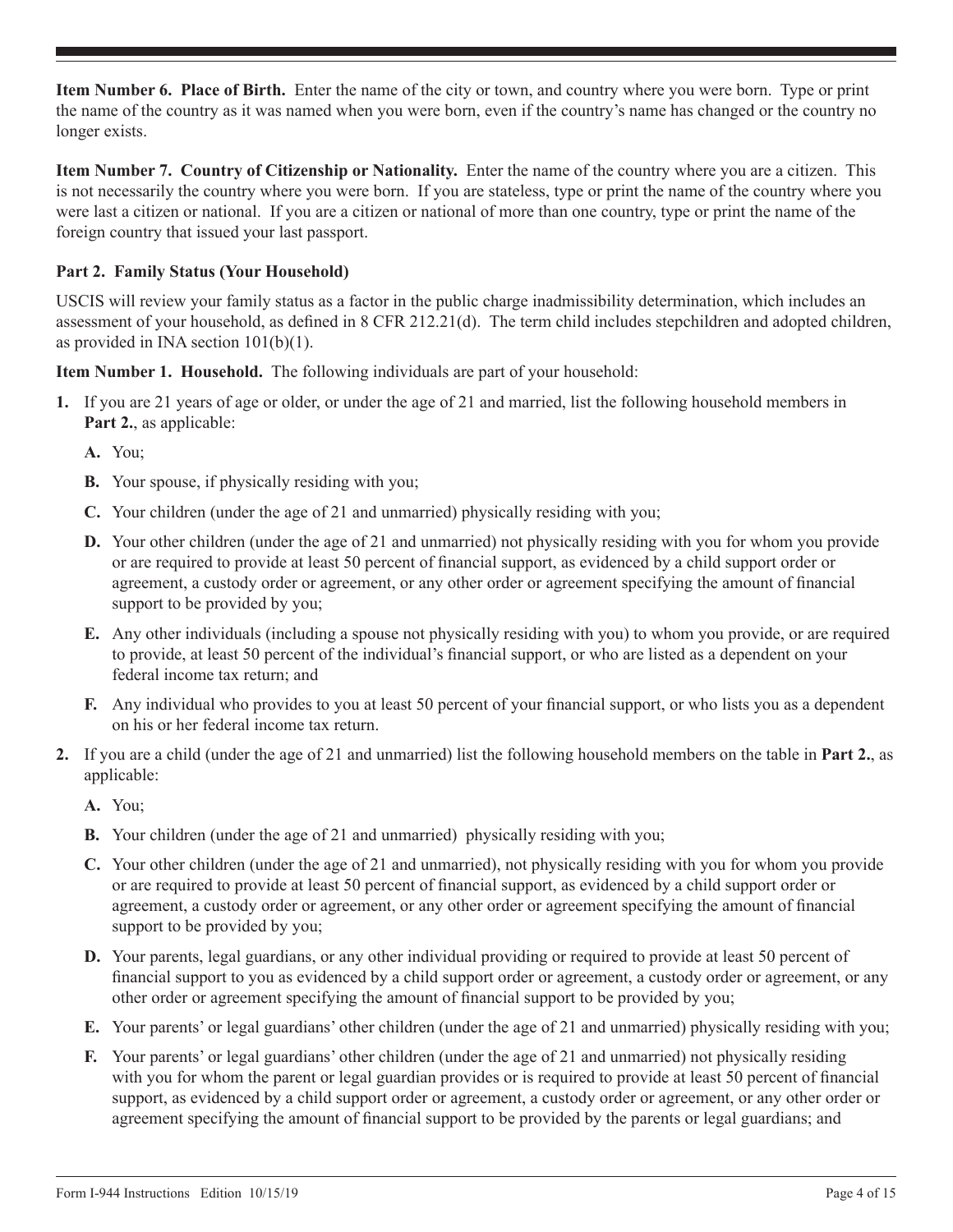**Item Number 6. Place of Birth.** Enter the name of the city or town, and country where you were born. Type or print the name of the country as it was named when you were born, even if the country's name has changed or the country no longer exists.

**Item Number 7. Country of Citizenship or Nationality.** Enter the name of the country where you are a citizen. This is not necessarily the country where you were born. If you are stateless, type or print the name of the country where you were last a citizen or national. If you are a citizen or national of more than one country, type or print the name of the foreign country that issued your last passport.

**Part 2. Family Status (Your Household)**

USCIS will review your family status as a factor in the public charge inadmissibility determination, which includes an assessment of your household, as defined in 8 CFR 212.21(d). The term child includes stepchildren and adopted children, as provided in INA section 101(b)(1).

**Item Number 1. Household.** The following individuals are part of your household:

1. If you are 21 years of age or older, or under the age of 21 and married, list the following household members in **Part 2.**, as applicable:

   **A.** You;

   **B.** Your spouse, if physically residing with you;

   **C.** Your children (under the age of 21 and unmarried) physically residing with you;

   **D.** Your other children (under the age of 21 and unmarried) not physically residing with you for whom you provide or are required to provide at least 50 percent of financial support, as evidenced by a child support order or agreement, a custody order or agreement, or any other order or agreement specifying the amount of financial support to be provided by you;

   **E.** Any other individuals (including a spouse not physically residing with you) to whom you provide, or are required to provide, at least 50 percent of the individual's financial support, or who are listed as a dependent on your federal income tax return; and

   **F.** Any individual who provides to you at least 50 percent of your financial support, or who lists you as a dependent on his or her federal income tax return.

2. If you are a child (under the age of 21 and unmarried) list the following household members on the table in **Part 2.**, as applicable:

   **A.** You;

   **B.** Your children (under the age of 21 and unmarried) physically residing with you;

   **C.** Your other children (under the age of 21 and unmarried), not physically residing with you for whom you provide or are required to provide at least 50 percent of financial support, as evidenced by a child support order or agreement, a custody order or agreement, or any other order or agreement specifying the amount of financial support to be provided by you;

   **D.** Your parents, legal guardians, or any other individual providing or required to provide at least 50 percent of financial support to you as evidenced by a child support order or agreement, a custody order or agreement, or any other order or agreement specifying the amount of financial support to be provided by you;

   **E.** Your parents' or legal guardians' other children (under the age of 21 and unmarried) physically residing with you;

   **F.** Your parents' or legal guardians' other children (under the age of 21 and unmarried) not physically residing with you for whom the parent or legal guardian provides or is required to provide at least 50 percent of financial support, as evidenced by a child support order or agreement, a custody order or agreement, or any other order or agreement specifying the amount of financial support to be provided by the parents or legal guardians; and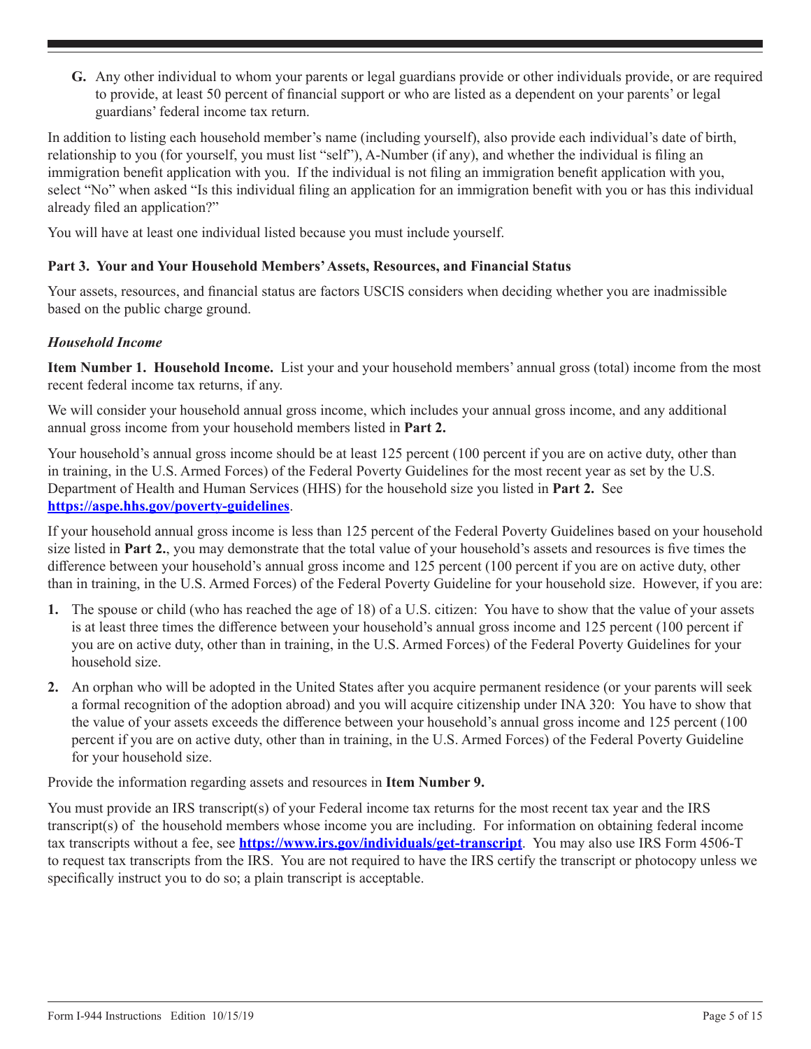**G.** Any other individual to whom your parents or legal guardians provide or other individuals provide, or are required to provide, at least 50 percent of financial support or who are listed as a dependent on your parents' or legal guardians' federal income tax return.

In addition to listing each household member's name (including yourself), also provide each individual's date of birth, relationship to you (for yourself, you must list "self"), A-Number (if any), and whether the individual is filing an immigration benefit application with you. If the individual is not filing an immigration benefit application with you, select "No" when asked "Is this individual filing an application for an immigration benefit with you or has this individual already filed an application?"

You will have at least one individual listed because you must include yourself.

**Part 3. Your and Your Household Members' Assets, Resources, and Financial Status**

Your assets, resources, and financial status are factors USCIS considers when deciding whether you are inadmissible based on the public charge ground.

***Household Income***

**Item Number 1. Household Income.** List your and your household members' annual gross (total) income from the most recent federal income tax returns, if any.

We will consider your household annual gross income, which includes your annual gross income, and any additional annual gross income from your household members listed in **Part 2.**

Your household's annual gross income should be at least 125 percent (100 percent if you are on active duty, other than in training, in the U.S. Armed Forces) of the Federal Poverty Guidelines for the most recent year as set by the U.S. Department of Health and Human Services (HHS) for the household size you listed in **Part 2.** See **https://aspe.hhs.gov/poverty-guidelines**.

If your household annual gross income is less than 125 percent of the Federal Poverty Guidelines based on your household size listed in **Part 2.**, you may demonstrate that the total value of your household's assets and resources is five times the difference between your household's annual gross income and 125 percent (100 percent if you are on active duty, other than in training, in the U.S. Armed Forces) of the Federal Poverty Guideline for your household size. However, if you are:

1. The spouse or child (who has reached the age of 18) of a U.S. citizen: You have to show that the value of your assets is at least three times the difference between your household's annual gross income and 125 percent (100 percent if you are on active duty, other than in training, in the U.S. Armed Forces) of the Federal Poverty Guidelines for your household size.
2. An orphan who will be adopted in the United States after you acquire permanent residence (or your parents will seek a formal recognition of the adoption abroad) and you will acquire citizenship under INA 320: You have to show that the value of your assets exceeds the difference between your household's annual gross income and 125 percent (100 percent if you are on active duty, other than in training, in the U.S. Armed Forces) of the Federal Poverty Guideline for your household size.

Provide the information regarding assets and resources in **Item Number 9.**

You must provide an IRS transcript(s) of your Federal income tax returns for the most recent tax year and the IRS transcript(s) of the household members whose income you are including. For information on obtaining federal income tax transcripts without a fee, see **https://www.irs.gov/individuals/get-transcript**. You may also use IRS Form 4506-T to request tax transcripts from the IRS. You are not required to have the IRS certify the transcript or photocopy unless we specifically instruct you to do so; a plain transcript is acceptable.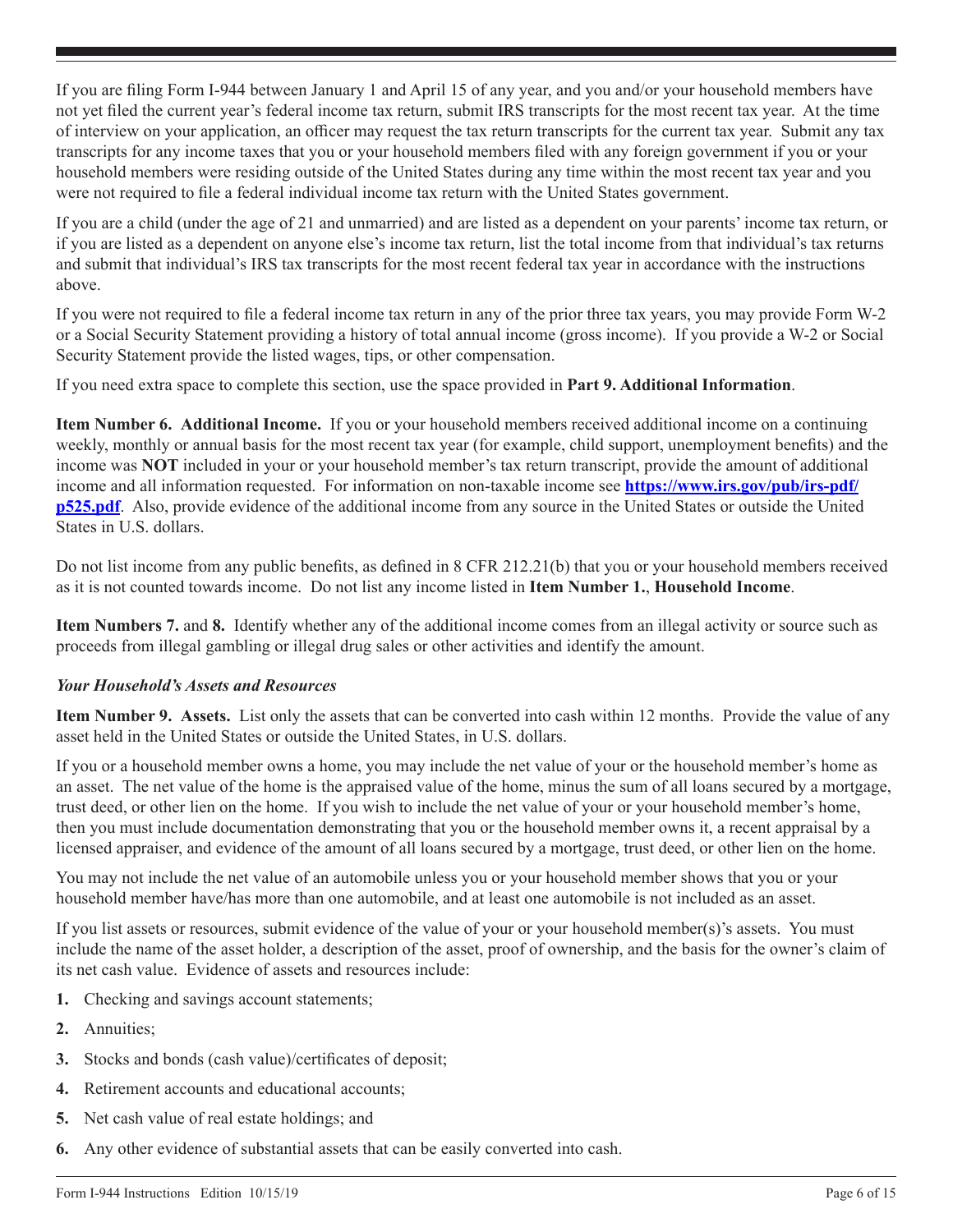If you are filing Form I-944 between January 1 and April 15 of any year, and you and/or your household members have not yet filed the current year's federal income tax return, submit IRS transcripts for the most recent tax year. At the time of interview on your application, an officer may request the tax return transcripts for the current tax year. Submit any tax transcripts for any income taxes that you or your household members filed with any foreign government if you or your household members were residing outside of the United States during any time within the most recent tax year and you were not required to file a federal individual income tax return with the United States government.

If you are a child (under the age of 21 and unmarried) and are listed as a dependent on your parents' income tax return, or if you are listed as a dependent on anyone else's income tax return, list the total income from that individual's tax returns and submit that individual's IRS tax transcripts for the most recent federal tax year in accordance with the instructions above.

If you were not required to file a federal income tax return in any of the prior three tax years, you may provide Form W-2 or a Social Security Statement providing a history of total annual income (gross income). If you provide a W-2 or Social Security Statement provide the listed wages, tips, or other compensation.

If you need extra space to complete this section, use the space provided in **Part 9. Additional Information**.

**Item Number 6. Additional Income.** If you or your household members received additional income on a continuing weekly, monthly or annual basis for the most recent tax year (for example, child support, unemployment benefits) and the income was **NOT** included in your or your household member's tax return transcript, provide the amount of additional income and all information requested. For information on non-taxable income see **https://www.irs.gov/pub/irs-pdf/p525.pdf**. Also, provide evidence of the additional income from any source in the United States or outside the United States in U.S. dollars.

Do not list income from any public benefits, as defined in 8 CFR 212.21(b) that you or your household members received as it is not counted towards income. Do not list any income listed in **Item Number 1.**, **Household Income**.

**Item Numbers 7.** and **8.** Identify whether any of the additional income comes from an illegal activity or source such as proceeds from illegal gambling or illegal drug sales or other activities and identify the amount.

### *Your Household's Assets and Resources*

**Item Number 9. Assets.** List only the assets that can be converted into cash within 12 months. Provide the value of any asset held in the United States or outside the United States, in U.S. dollars.

If you or a household member owns a home, you may include the net value of your or the household member's home as an asset. The net value of the home is the appraised value of the home, minus the sum of all loans secured by a mortgage, trust deed, or other lien on the home. If you wish to include the net value of your or your household member's home, then you must include documentation demonstrating that you or the household member owns it, a recent appraisal by a licensed appraiser, and evidence of the amount of all loans secured by a mortgage, trust deed, or other lien on the home.

You may not include the net value of an automobile unless you or your household member shows that you or your household member have/has more than one automobile, and at least one automobile is not included as an asset.

If you list assets or resources, submit evidence of the value of your or your household member(s)'s assets. You must include the name of the asset holder, a description of the asset, proof of ownership, and the basis for the owner's claim of its net cash value. Evidence of assets and resources include:

1. Checking and savings account statements;
2. Annuities;
3. Stocks and bonds (cash value)/certificates of deposit;
4. Retirement accounts and educational accounts;
5. Net cash value of real estate holdings; and
6. Any other evidence of substantial assets that can be easily converted into cash.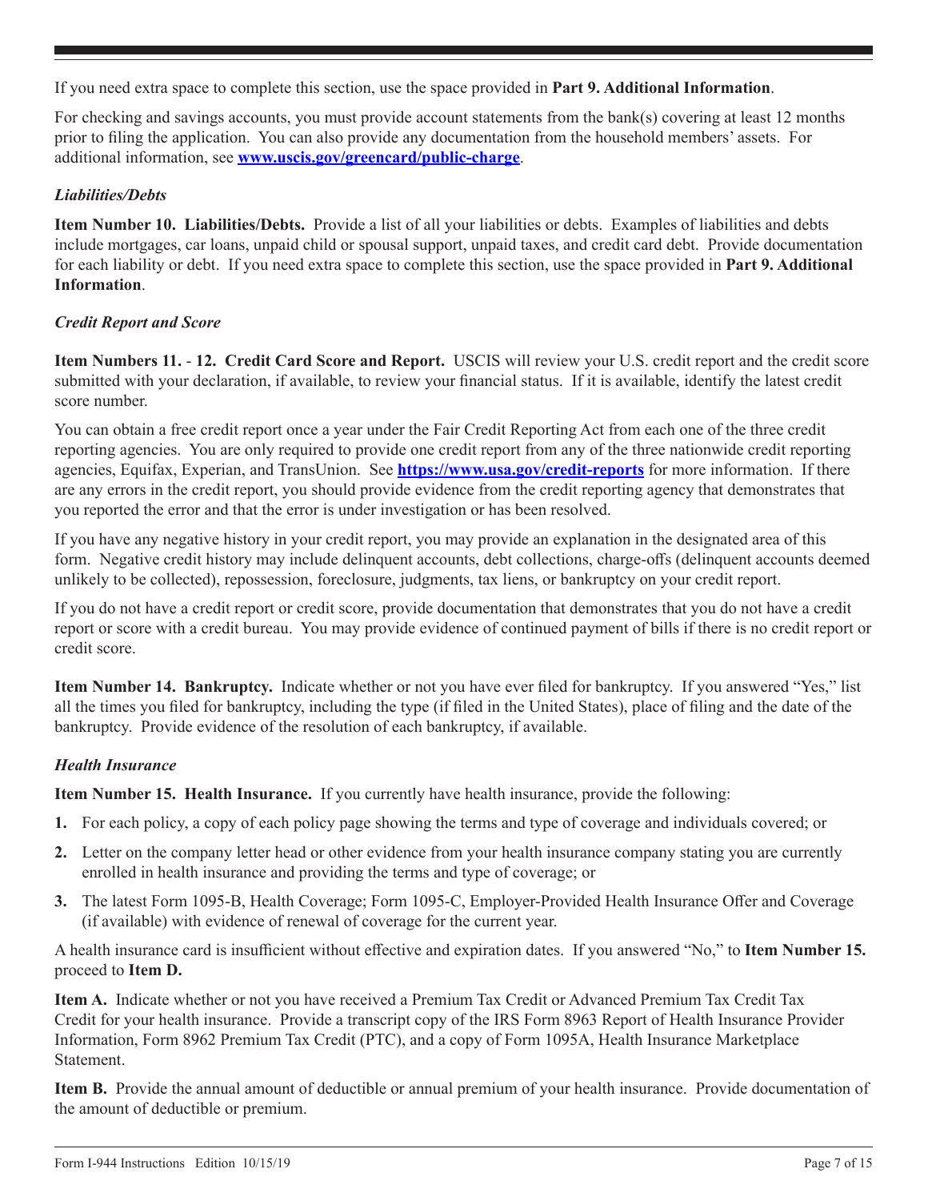If you need extra space to complete this section, use the space provided in **Part 9. Additional Information**.

For checking and savings accounts, you must provide account statements from the bank(s) covering at least 12 months prior to filing the application. You can also provide any documentation from the household members' assets. For additional information, see **www.uscis.gov/greencard/public-charge**.

### *Liabilities/Debts*

**Item Number 10. Liabilities/Debts.** Provide a list of all your liabilities or debts. Examples of liabilities and debts include mortgages, car loans, unpaid child or spousal support, unpaid taxes, and credit card debt. Provide documentation for each liability or debt. If you need extra space to complete this section, use the space provided in **Part 9. Additional Information**.

### *Credit Report and Score*

**Item Numbers 11. - 12. Credit Card Score and Report.** USCIS will review your U.S. credit report and the credit score submitted with your declaration, if available, to review your financial status. If it is available, identify the latest credit score number.

You can obtain a free credit report once a year under the Fair Credit Reporting Act from each one of the three credit reporting agencies. You are only required to provide one credit report from any of the three nationwide credit reporting agencies, Equifax, Experian, and TransUnion. See **https://www.usa.gov/credit-reports** for more information. If there are any errors in the credit report, you should provide evidence from the credit reporting agency that demonstrates that you reported the error and that the error is under investigation or has been resolved.

If you have any negative history in your credit report, you may provide an explanation in the designated area of this form. Negative credit history may include delinquent accounts, debt collections, charge-offs (delinquent accounts deemed unlikely to be collected), repossession, foreclosure, judgments, tax liens, or bankruptcy on your credit report.

If you do not have a credit report or credit score, provide documentation that demonstrates that you do not have a credit report or score with a credit bureau. You may provide evidence of continued payment of bills if there is no credit report or credit score.

**Item Number 14. Bankruptcy.** Indicate whether or not you have ever filed for bankruptcy. If you answered "Yes," list all the times you filed for bankruptcy, including the type (if filed in the United States), place of filing and the date of the bankruptcy. Provide evidence of the resolution of each bankruptcy, if available.

### *Health Insurance*

**Item Number 15. Health Insurance.** If you currently have health insurance, provide the following:

1. For each policy, a copy of each policy page showing the terms and type of coverage and individuals covered; or
2. Letter on the company letter head or other evidence from your health insurance company stating you are currently enrolled in health insurance and providing the terms and type of coverage; or
3. The latest Form 1095-B, Health Coverage; Form 1095-C, Employer-Provided Health Insurance Offer and Coverage (if available) with evidence of renewal of coverage for the current year.

A health insurance card is insufficient without effective and expiration dates. If you answered "No," to **Item Number 15.** proceed to **Item D.**

**Item A.** Indicate whether or not you have received a Premium Tax Credit or Advanced Premium Tax Credit Tax Credit for your health insurance. Provide a transcript copy of the IRS Form 8963 Report of Health Insurance Provider Information, Form 8962 Premium Tax Credit (PTC), and a copy of Form 1095A, Health Insurance Marketplace Statement.

**Item B.** Provide the annual amount of deductible or annual premium of your health insurance. Provide documentation of the amount of deductible or premium.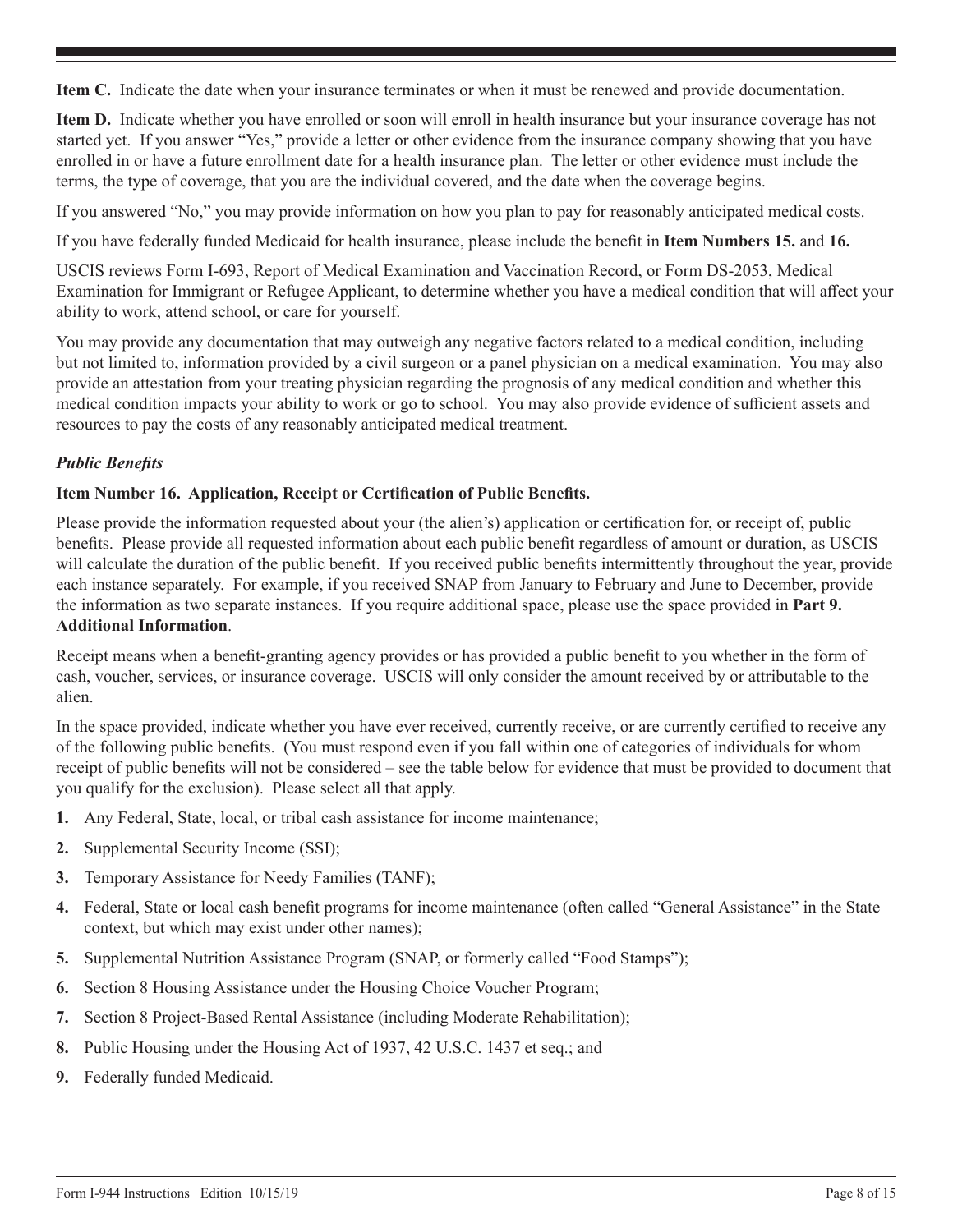**Item C.** Indicate the date when your insurance terminates or when it must be renewed and provide documentation.

**Item D.** Indicate whether you have enrolled or soon will enroll in health insurance but your insurance coverage has not started yet. If you answer "Yes," provide a letter or other evidence from the insurance company showing that you have enrolled in or have a future enrollment date for a health insurance plan. The letter or other evidence must include the terms, the type of coverage, that you are the individual covered, and the date when the coverage begins.

If you answered "No," you may provide information on how you plan to pay for reasonably anticipated medical costs.

If you have federally funded Medicaid for health insurance, please include the benefit in **Item Numbers 15.** and **16.**

USCIS reviews Form I-693, Report of Medical Examination and Vaccination Record, or Form DS-2053, Medical Examination for Immigrant or Refugee Applicant, to determine whether you have a medical condition that will affect your ability to work, attend school, or care for yourself.

You may provide any documentation that may outweigh any negative factors related to a medical condition, including but not limited to, information provided by a civil surgeon or a panel physician on a medical examination. You may also provide an attestation from your treating physician regarding the prognosis of any medical condition and whether this medical condition impacts your ability to work or go to school. You may also provide evidence of sufficient assets and resources to pay the costs of any reasonably anticipated medical treatment.

***Public Benefits***

**Item Number 16. Application, Receipt or Certification of Public Benefits.**

Please provide the information requested about your (the alien's) application or certification for, or receipt of, public benefits. Please provide all requested information about each public benefit regardless of amount or duration, as USCIS will calculate the duration of the public benefit. If you received public benefits intermittently throughout the year, provide each instance separately. For example, if you received SNAP from January to February and June to December, provide the information as two separate instances. If you require additional space, please use the space provided in **Part 9. Additional Information**.

Receipt means when a benefit-granting agency provides or has provided a public benefit to you whether in the form of cash, voucher, services, or insurance coverage. USCIS will only consider the amount received by or attributable to the alien.

In the space provided, indicate whether you have ever received, currently receive, or are currently certified to receive any of the following public benefits. (You must respond even if you fall within one of categories of individuals for whom receipt of public benefits will not be considered – see the table below for evidence that must be provided to document that you qualify for the exclusion). Please select all that apply.

1. Any Federal, State, local, or tribal cash assistance for income maintenance;
2. Supplemental Security Income (SSI);
3. Temporary Assistance for Needy Families (TANF);
4. Federal, State or local cash benefit programs for income maintenance (often called "General Assistance" in the State context, but which may exist under other names);
5. Supplemental Nutrition Assistance Program (SNAP, or formerly called "Food Stamps");
6. Section 8 Housing Assistance under the Housing Choice Voucher Program;
7. Section 8 Project-Based Rental Assistance (including Moderate Rehabilitation);
8. Public Housing under the Housing Act of 1937, 42 U.S.C. 1437 et seq.; and
9. Federally funded Medicaid.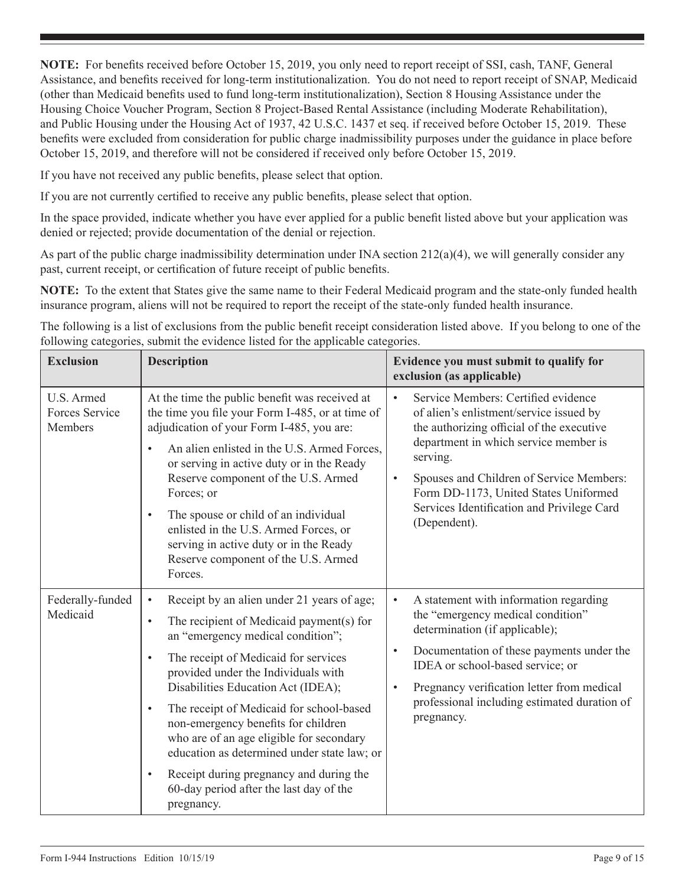**NOTE:** For benefits received before October 15, 2019, you only need to report receipt of SSI, cash, TANF, General Assistance, and benefits received for long-term institutionalization. You do not need to report receipt of SNAP, Medicaid (other than Medicaid benefits used to fund long-term institutionalization), Section 8 Housing Assistance under the Housing Choice Voucher Program, Section 8 Project-Based Rental Assistance (including Moderate Rehabilitation), and Public Housing under the Housing Act of 1937, 42 U.S.C. 1437 et seq. if received before October 15, 2019. These benefits were excluded from consideration for public charge inadmissibility purposes under the guidance in place before October 15, 2019, and therefore will not be considered if received only before October 15, 2019.

If you have not received any public benefits, please select that option.

If you are not currently certified to receive any public benefits, please select that option.

In the space provided, indicate whether you have ever applied for a public benefit listed above but your application was denied or rejected; provide documentation of the denial or rejection.

As part of the public charge inadmissibility determination under INA section 212(a)(4), we will generally consider any past, current receipt, or certification of future receipt of public benefits.

**NOTE:** To the extent that States give the same name to their Federal Medicaid program and the state-only funded health insurance program, aliens will not be required to report the receipt of the state-only funded health insurance.

The following is a list of exclusions from the public benefit receipt consideration listed above. If you belong to one of the following categories, submit the evidence listed for the applicable categories.

| Exclusion | Description | Evidence you must submit to qualify for exclusion (as applicable) |
|---|---|---|
| U.S. Armed Forces Service Members | At the time the public benefit was received at the time you file your Form I-485, or at time of adjudication of your Form I-485, you are:<br>• An alien enlisted in the U.S. Armed Forces, or serving in active duty or in the Ready Reserve component of the U.S. Armed Forces; or<br>• The spouse or child of an individual enlisted in the U.S. Armed Forces, or serving in active duty or in the Ready Reserve component of the U.S. Armed Forces. | • Service Members: Certified evidence of alien's enlistment/service issued by the authorizing official of the executive department in which service member is serving.<br>• Spouses and Children of Service Members: Form DD-1173, United States Uniformed Services Identification and Privilege Card (Dependent). |
| Federally-funded Medicaid | • Receipt by an alien under 21 years of age;<br>• The recipient of Medicaid payment(s) for an "emergency medical condition";<br>• The receipt of Medicaid for services provided under the Individuals with Disabilities Education Act (IDEA);<br>• The receipt of Medicaid for school-based non-emergency benefits for children who are of an age eligible for secondary education as determined under state law; or<br>• Receipt during pregnancy and during the 60-day period after the last day of the pregnancy. | • A statement with information regarding the "emergency medical condition" determination (if applicable);<br>• Documentation of these payments under the IDEA or school-based service; or<br>• Pregnancy verification letter from medical professional including estimated duration of pregnancy. |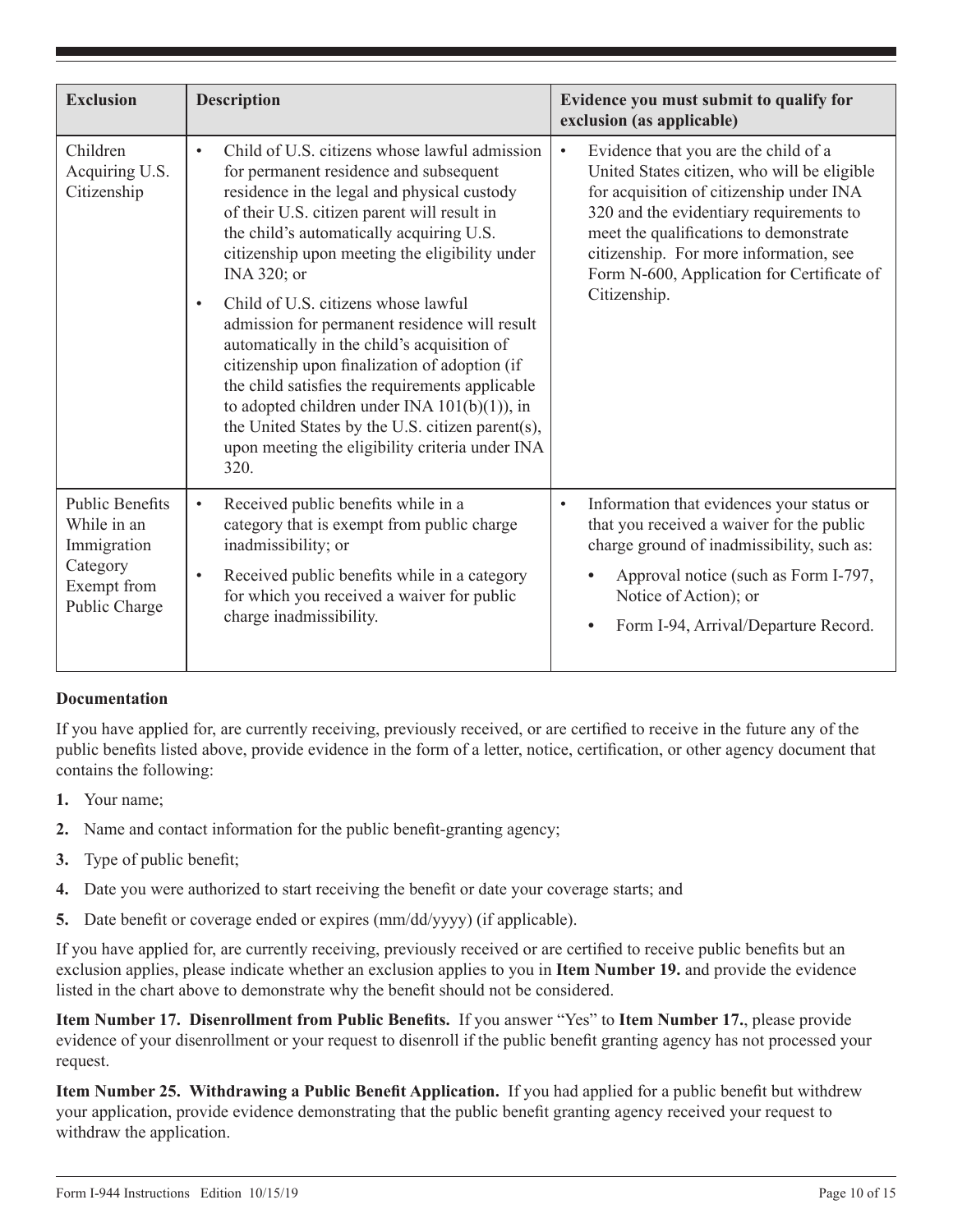| Exclusion | Description | Evidence you must submit to qualify for exclusion (as applicable) |
|---|---|---|
| Children Acquiring U.S. Citizenship | • Child of U.S. citizens whose lawful admission for permanent residence and subsequent residence in the legal and physical custody of their U.S. citizen parent will result in the child's automatically acquiring U.S. citizenship upon meeting the eligibility under INA 320; or<br>• Child of U.S. citizens whose lawful admission for permanent residence will result automatically in the child's acquisition of citizenship upon finalization of adoption (if the child satisfies the requirements applicable to adopted children under INA 101(b)(1)), in the United States by the U.S. citizen parent(s), upon meeting the eligibility criteria under INA 320. | • Evidence that you are the child of a United States citizen, who will be eligible for acquisition of citizenship under INA 320 and the evidentiary requirements to meet the qualifications to demonstrate citizenship. For more information, see Form N-600, Application for Certificate of Citizenship. |
| Public Benefits While in an Immigration Category Exempt from Public Charge | • Received public benefits while in a category that is exempt from public charge inadmissibility; or<br>• Received public benefits while in a category for which you received a waiver for public charge inadmissibility. | • Information that evidences your status or that you received a waiver for the public charge ground of inadmissibility, such as:<br>• Approval notice (such as Form I-797, Notice of Action); or<br>• Form I-94, Arrival/Departure Record. |

**Documentation**

If you have applied for, are currently receiving, previously received, or are certified to receive in the future any of the public benefits listed above, provide evidence in the form of a letter, notice, certification, or other agency document that contains the following:

1. Your name;
2. Name and contact information for the public benefit-granting agency;
3. Type of public benefit;
4. Date you were authorized to start receiving the benefit or date your coverage starts; and
5. Date benefit or coverage ended or expires (mm/dd/yyyy) (if applicable).

If you have applied for, are currently receiving, previously received or are certified to receive public benefits but an exclusion applies, please indicate whether an exclusion applies to you in **Item Number 19.** and provide the evidence listed in the chart above to demonstrate why the benefit should not be considered.

**Item Number 17. Disenrollment from Public Benefits.** If you answer "Yes" to **Item Number 17.**, please provide evidence of your disenrollment or your request to disenroll if the public benefit granting agency has not processed your request.

**Item Number 25. Withdrawing a Public Benefit Application.** If you had applied for a public benefit but withdrew your application, provide evidence demonstrating that the public benefit granting agency received your request to withdraw the application.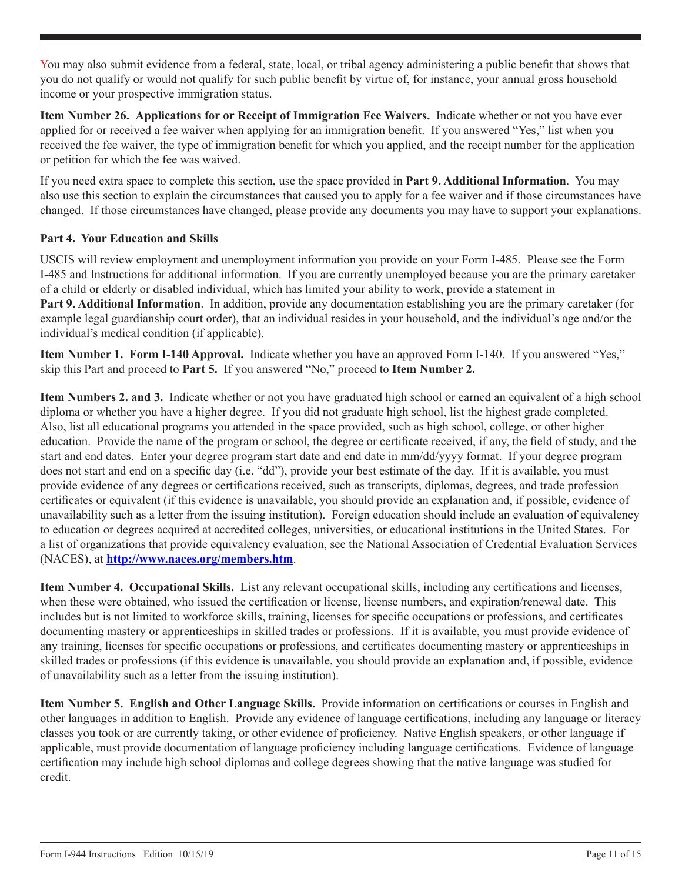You may also submit evidence from a federal, state, local, or tribal agency administering a public benefit that shows that you do not qualify or would not qualify for such public benefit by virtue of, for instance, your annual gross household income or your prospective immigration status.

**Item Number 26. Applications for or Receipt of Immigration Fee Waivers.** Indicate whether or not you have ever applied for or received a fee waiver when applying for an immigration benefit. If you answered "Yes," list when you received the fee waiver, the type of immigration benefit for which you applied, and the receipt number for the application or petition for which the fee was waived.

If you need extra space to complete this section, use the space provided in **Part 9. Additional Information**. You may also use this section to explain the circumstances that caused you to apply for a fee waiver and if those circumstances have changed. If those circumstances have changed, please provide any documents you may have to support your explanations.

### Part 4. Your Education and Skills

USCIS will review employment and unemployment information you provide on your Form I-485. Please see the Form I-485 and Instructions for additional information. If you are currently unemployed because you are the primary caretaker of a child or elderly or disabled individual, which has limited your ability to work, provide a statement in **Part 9. Additional Information**. In addition, provide any documentation establishing you are the primary caretaker (for example legal guardianship court order), that an individual resides in your household, and the individual's age and/or the individual's medical condition (if applicable).

**Item Number 1. Form I-140 Approval.** Indicate whether you have an approved Form I-140. If you answered "Yes," skip this Part and proceed to **Part 5.** If you answered "No," proceed to **Item Number 2.**

**Item Numbers 2. and 3.** Indicate whether or not you have graduated high school or earned an equivalent of a high school diploma or whether you have a higher degree. If you did not graduate high school, list the highest grade completed. Also, list all educational programs you attended in the space provided, such as high school, college, or other higher education. Provide the name of the program or school, the degree or certificate received, if any, the field of study, and the start and end dates. Enter your degree program start date and end date in mm/dd/yyyy format. If your degree program does not start and end on a specific day (i.e. "dd"), provide your best estimate of the day. If it is available, you must provide evidence of any degrees or certifications received, such as transcripts, diplomas, degrees, and trade profession certificates or equivalent (if this evidence is unavailable, you should provide an explanation and, if possible, evidence of unavailability such as a letter from the issuing institution). Foreign education should include an evaluation of equivalency to education or degrees acquired at accredited colleges, universities, or educational institutions in the United States. For a list of organizations that provide equivalency evaluation, see the National Association of Credential Evaluation Services (NACES), at **http://www.naces.org/members.htm**.

**Item Number 4. Occupational Skills.** List any relevant occupational skills, including any certifications and licenses, when these were obtained, who issued the certification or license, license numbers, and expiration/renewal date. This includes but is not limited to workforce skills, training, licenses for specific occupations or professions, and certificates documenting mastery or apprenticeships in skilled trades or professions. If it is available, you must provide evidence of any training, licenses for specific occupations or professions, and certificates documenting mastery or apprenticeships in skilled trades or professions (if this evidence is unavailable, you should provide an explanation and, if possible, evidence of unavailability such as a letter from the issuing institution).

**Item Number 5. English and Other Language Skills.** Provide information on certifications or courses in English and other languages in addition to English. Provide any evidence of language certifications, including any language or literacy classes you took or are currently taking, or other evidence of proficiency. Native English speakers, or other language if applicable, must provide documentation of language proficiency including language certifications. Evidence of language certification may include high school diplomas and college degrees showing that the native language was studied for credit.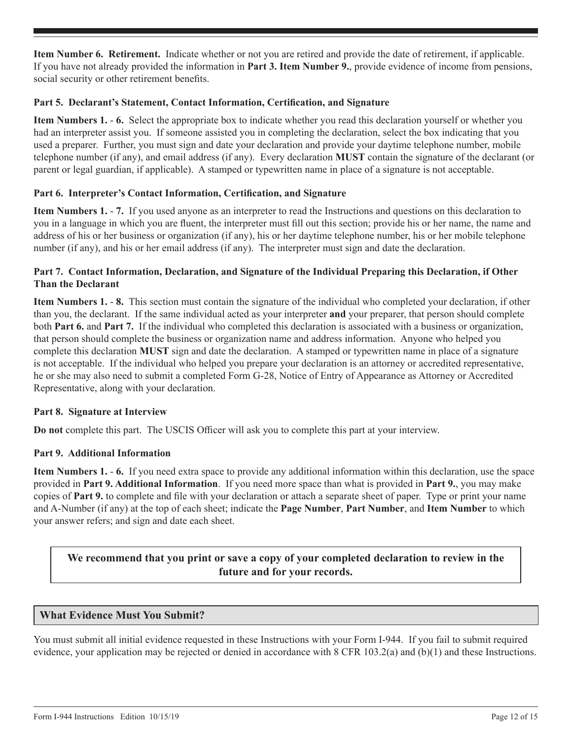**Item Number 6. Retirement.** Indicate whether or not you are retired and provide the date of retirement, if applicable. If you have not already provided the information in **Part 3. Item Number 9.**, provide evidence of income from pensions, social security or other retirement benefits.

**Part 5. Declarant's Statement, Contact Information, Certification, and Signature**

**Item Numbers 1. - 6.** Select the appropriate box to indicate whether you read this declaration yourself or whether you had an interpreter assist you. If someone assisted you in completing the declaration, select the box indicating that you used a preparer. Further, you must sign and date your declaration and provide your daytime telephone number, mobile telephone number (if any), and email address (if any). Every declaration **MUST** contain the signature of the declarant (or parent or legal guardian, if applicable). A stamped or typewritten name in place of a signature is not acceptable.

**Part 6. Interpreter's Contact Information, Certification, and Signature**

**Item Numbers 1. - 7.** If you used anyone as an interpreter to read the Instructions and questions on this declaration to you in a language in which you are fluent, the interpreter must fill out this section; provide his or her name, the name and address of his or her business or organization (if any), his or her daytime telephone number, his or her mobile telephone number (if any), and his or her email address (if any). The interpreter must sign and date the declaration.

**Part 7. Contact Information, Declaration, and Signature of the Individual Preparing this Declaration, if Other Than the Declarant**

**Item Numbers 1. - 8.** This section must contain the signature of the individual who completed your declaration, if other than you, the declarant. If the same individual acted as your interpreter **and** your preparer, that person should complete both **Part 6.** and **Part 7.** If the individual who completed this declaration is associated with a business or organization, that person should complete the business or organization name and address information. Anyone who helped you complete this declaration **MUST** sign and date the declaration. A stamped or typewritten name in place of a signature is not acceptable. If the individual who helped you prepare your declaration is an attorney or accredited representative, he or she may also need to submit a completed Form G-28, Notice of Entry of Appearance as Attorney or Accredited Representative, along with your declaration.

**Part 8. Signature at Interview**

**Do not** complete this part. The USCIS Officer will ask you to complete this part at your interview.

**Part 9. Additional Information**

**Item Numbers 1. - 6.** If you need extra space to provide any additional information within this declaration, use the space provided in **Part 9. Additional Information**. If you need more space than what is provided in **Part 9.**, you may make copies of **Part 9.** to complete and file with your declaration or attach a separate sheet of paper. Type or print your name and A-Number (if any) at the top of each sheet; indicate the **Page Number**, **Part Number**, and **Item Number** to which your answer refers; and sign and date each sheet.

**We recommend that you print or save a copy of your completed declaration to review in the future and for your records.**

## What Evidence Must You Submit?

You must submit all initial evidence requested in these Instructions with your Form I-944. If you fail to submit required evidence, your application may be rejected or denied in accordance with 8 CFR 103.2(a) and (b)(1) and these Instructions.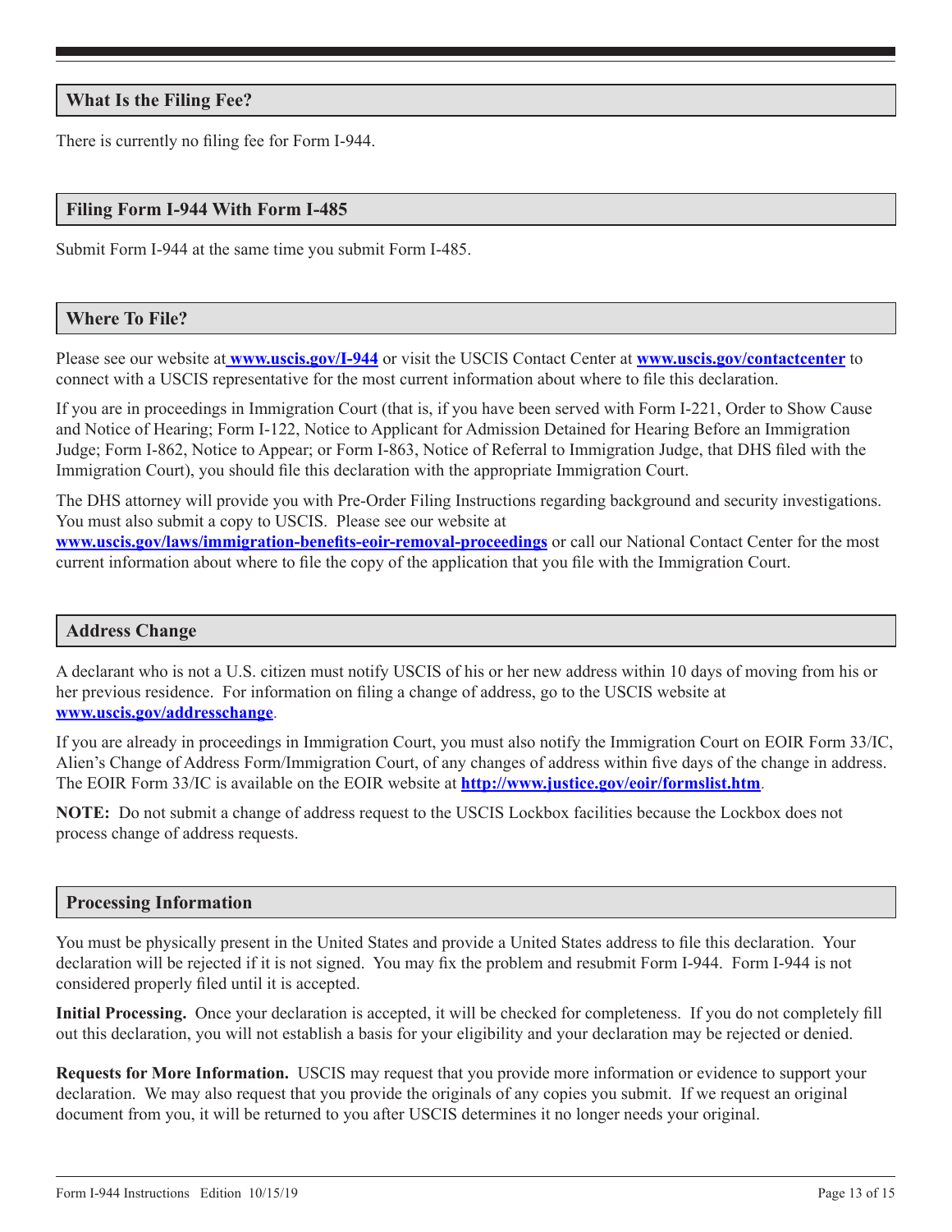## What Is the Filing Fee?

There is currently no filing fee for Form I-944.

## Filing Form I-944 With Form I-485

Submit Form I-944 at the same time you submit Form I-485.

## Where To File?

Please see our website at **www.uscis.gov/I-944** or visit the USCIS Contact Center at **www.uscis.gov/contactcenter** to connect with a USCIS representative for the most current information about where to file this declaration.

If you are in proceedings in Immigration Court (that is, if you have been served with Form I-221, Order to Show Cause and Notice of Hearing; Form I-122, Notice to Applicant for Admission Detained for Hearing Before an Immigration Judge; Form I-862, Notice to Appear; or Form I-863, Notice of Referral to Immigration Judge, that DHS filed with the Immigration Court), you should file this declaration with the appropriate Immigration Court.

The DHS attorney will provide you with Pre-Order Filing Instructions regarding background and security investigations. You must also submit a copy to USCIS. Please see our website at **www.uscis.gov/laws/immigration-benefits-eoir-removal-proceedings** or call our National Contact Center for the most current information about where to file the copy of the application that you file with the Immigration Court.

## Address Change

A declarant who is not a U.S. citizen must notify USCIS of his or her new address within 10 days of moving from his or her previous residence. For information on filing a change of address, go to the USCIS website at **www.uscis.gov/addresschange**.

If you are already in proceedings in Immigration Court, you must also notify the Immigration Court on EOIR Form 33/IC, Alien's Change of Address Form/Immigration Court, of any changes of address within five days of the change in address. The EOIR Form 33/IC is available on the EOIR website at **http://www.justice.gov/eoir/formslist.htm**.

**NOTE:** Do not submit a change of address request to the USCIS Lockbox facilities because the Lockbox does not process change of address requests.

## Processing Information

You must be physically present in the United States and provide a United States address to file this declaration. Your declaration will be rejected if it is not signed. You may fix the problem and resubmit Form I-944. Form I-944 is not considered properly filed until it is accepted.

**Initial Processing.** Once your declaration is accepted, it will be checked for completeness. If you do not completely fill out this declaration, you will not establish a basis for your eligibility and your declaration may be rejected or denied.

**Requests for More Information.** USCIS may request that you provide more information or evidence to support your declaration. We may also request that you provide the originals of any copies you submit. If we request an original document from you, it will be returned to you after USCIS determines it no longer needs your original.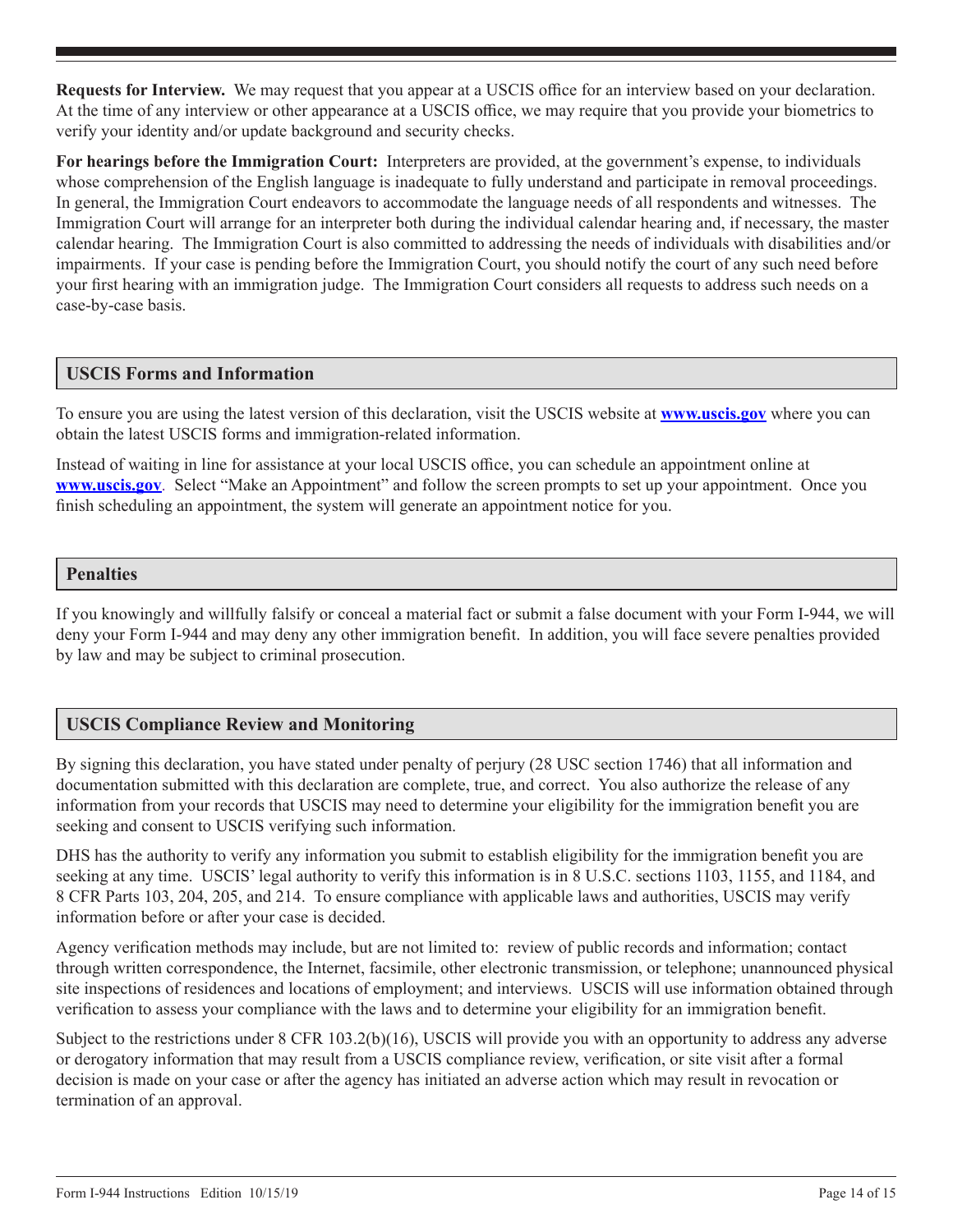**Requests for Interview.** We may request that you appear at a USCIS office for an interview based on your declaration. At the time of any interview or other appearance at a USCIS office, we may require that you provide your biometrics to verify your identity and/or update background and security checks.

**For hearings before the Immigration Court:** Interpreters are provided, at the government's expense, to individuals whose comprehension of the English language is inadequate to fully understand and participate in removal proceedings. In general, the Immigration Court endeavors to accommodate the language needs of all respondents and witnesses. The Immigration Court will arrange for an interpreter both during the individual calendar hearing and, if necessary, the master calendar hearing. The Immigration Court is also committed to addressing the needs of individuals with disabilities and/or impairments. If your case is pending before the Immigration Court, you should notify the court of any such need before your first hearing with an immigration judge. The Immigration Court considers all requests to address such needs on a case-by-case basis.

## USCIS Forms and Information

To ensure you are using the latest version of this declaration, visit the USCIS website at **www.uscis.gov** where you can obtain the latest USCIS forms and immigration-related information.

Instead of waiting in line for assistance at your local USCIS office, you can schedule an appointment online at **www.uscis.gov**. Select "Make an Appointment" and follow the screen prompts to set up your appointment. Once you finish scheduling an appointment, the system will generate an appointment notice for you.

## Penalties

If you knowingly and willfully falsify or conceal a material fact or submit a false document with your Form I-944, we will deny your Form I-944 and may deny any other immigration benefit. In addition, you will face severe penalties provided by law and may be subject to criminal prosecution.

## USCIS Compliance Review and Monitoring

By signing this declaration, you have stated under penalty of perjury (28 USC section 1746) that all information and documentation submitted with this declaration are complete, true, and correct. You also authorize the release of any information from your records that USCIS may need to determine your eligibility for the immigration benefit you are seeking and consent to USCIS verifying such information.

DHS has the authority to verify any information you submit to establish eligibility for the immigration benefit you are seeking at any time. USCIS' legal authority to verify this information is in 8 U.S.C. sections 1103, 1155, and 1184, and 8 CFR Parts 103, 204, 205, and 214. To ensure compliance with applicable laws and authorities, USCIS may verify information before or after your case is decided.

Agency verification methods may include, but are not limited to: review of public records and information; contact through written correspondence, the Internet, facsimile, other electronic transmission, or telephone; unannounced physical site inspections of residences and locations of employment; and interviews. USCIS will use information obtained through verification to assess your compliance with the laws and to determine your eligibility for an immigration benefit.

Subject to the restrictions under 8 CFR 103.2(b)(16), USCIS will provide you with an opportunity to address any adverse or derogatory information that may result from a USCIS compliance review, verification, or site visit after a formal decision is made on your case or after the agency has initiated an adverse action which may result in revocation or termination of an approval.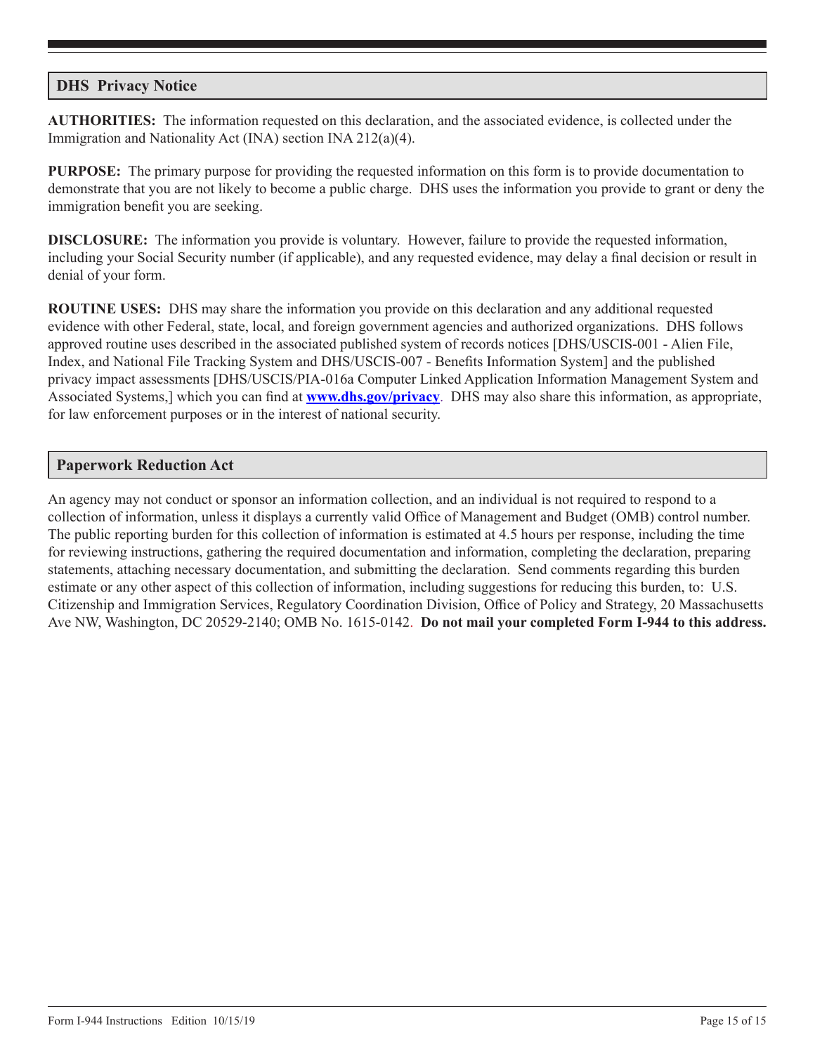## DHS Privacy Notice

**AUTHORITIES:** The information requested on this declaration, and the associated evidence, is collected under the Immigration and Nationality Act (INA) section INA 212(a)(4).

**PURPOSE:** The primary purpose for providing the requested information on this form is to provide documentation to demonstrate that you are not likely to become a public charge. DHS uses the information you provide to grant or deny the immigration benefit you are seeking.

**DISCLOSURE:** The information you provide is voluntary. However, failure to provide the requested information, including your Social Security number (if applicable), and any requested evidence, may delay a final decision or result in denial of your form.

**ROUTINE USES:** DHS may share the information you provide on this declaration and any additional requested evidence with other Federal, state, local, and foreign government agencies and authorized organizations. DHS follows approved routine uses described in the associated published system of records notices [DHS/USCIS-001 - Alien File, Index, and National File Tracking System and DHS/USCIS-007 - Benefits Information System] and the published privacy impact assessments [DHS/USCIS/PIA-016a Computer Linked Application Information Management System and Associated Systems,] which you can find at **www.dhs.gov/privacy**. DHS may also share this information, as appropriate, for law enforcement purposes or in the interest of national security.

## Paperwork Reduction Act

An agency may not conduct or sponsor an information collection, and an individual is not required to respond to a collection of information, unless it displays a currently valid Office of Management and Budget (OMB) control number. The public reporting burden for this collection of information is estimated at 4.5 hours per response, including the time for reviewing instructions, gathering the required documentation and information, completing the declaration, preparing statements, attaching necessary documentation, and submitting the declaration. Send comments regarding this burden estimate or any other aspect of this collection of information, including suggestions for reducing this burden, to: U.S. Citizenship and Immigration Services, Regulatory Coordination Division, Office of Policy and Strategy, 20 Massachusetts Ave NW, Washington, DC 20529-2140; OMB No. 1615-0142. **Do not mail your completed Form I-944 to this address.**